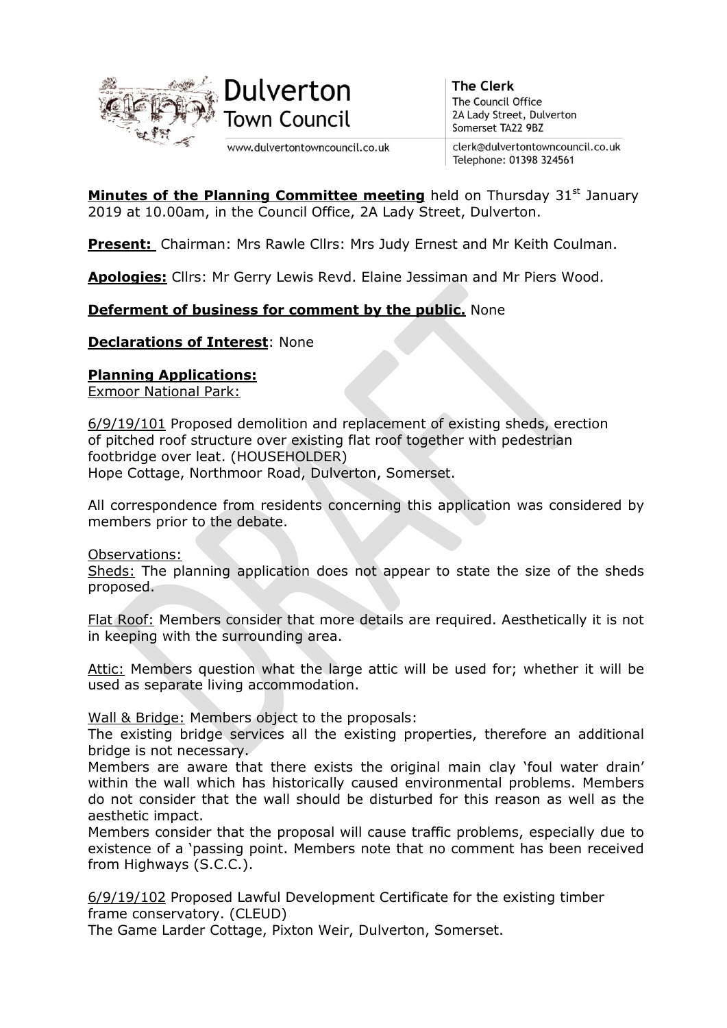Dulverton Town Council

www.dulvertontowncouncil.co.uk

**The Clerk**
The Council Office
2A Lady Street, Dulverton
Somerset TA22 9BZ

clerk@dulvertontowncouncil.co.uk
Telephone: 01398 324561

**Minutes of the Planning Committee meeting** held on Thursday 31st January 2019 at 10.00am, in the Council Office, 2A Lady Street, Dulverton.

**Present:** Chairman: Mrs Rawle Cllrs: Mrs Judy Ernest and Mr Keith Coulman.

**Apologies:** Cllrs: Mr Gerry Lewis Revd. Elaine Jessiman and Mr Piers Wood.

**Deferment of business for comment by the public.** None

**Declarations of Interest**: None

**Planning Applications:**

Exmoor National Park:

6/9/19/101 Proposed demolition and replacement of existing sheds, erection of pitched roof structure over existing flat roof together with pedestrian footbridge over leat. (HOUSEHOLDER)
Hope Cottage, Northmoor Road, Dulverton, Somerset.

All correspondence from residents concerning this application was considered by members prior to the debate.

Observations:

Sheds: The planning application does not appear to state the size of the sheds proposed.

Flat Roof: Members consider that more details are required. Aesthetically it is not in keeping with the surrounding area.

Attic: Members question what the large attic will be used for; whether it will be used as separate living accommodation.

Wall & Bridge: Members object to the proposals:
The existing bridge services all the existing properties, therefore an additional bridge is not necessary.
Members are aware that there exists the original main clay 'foul water drain' within the wall which has historically caused environmental problems. Members do not consider that the wall should be disturbed for this reason as well as the aesthetic impact.
Members consider that the proposal will cause traffic problems, especially due to existence of a 'passing point. Members note that no comment has been received from Highways (S.C.C.).

6/9/19/102 Proposed Lawful Development Certificate for the existing timber frame conservatory. (CLEUD)
The Game Larder Cottage, Pixton Weir, Dulverton, Somerset.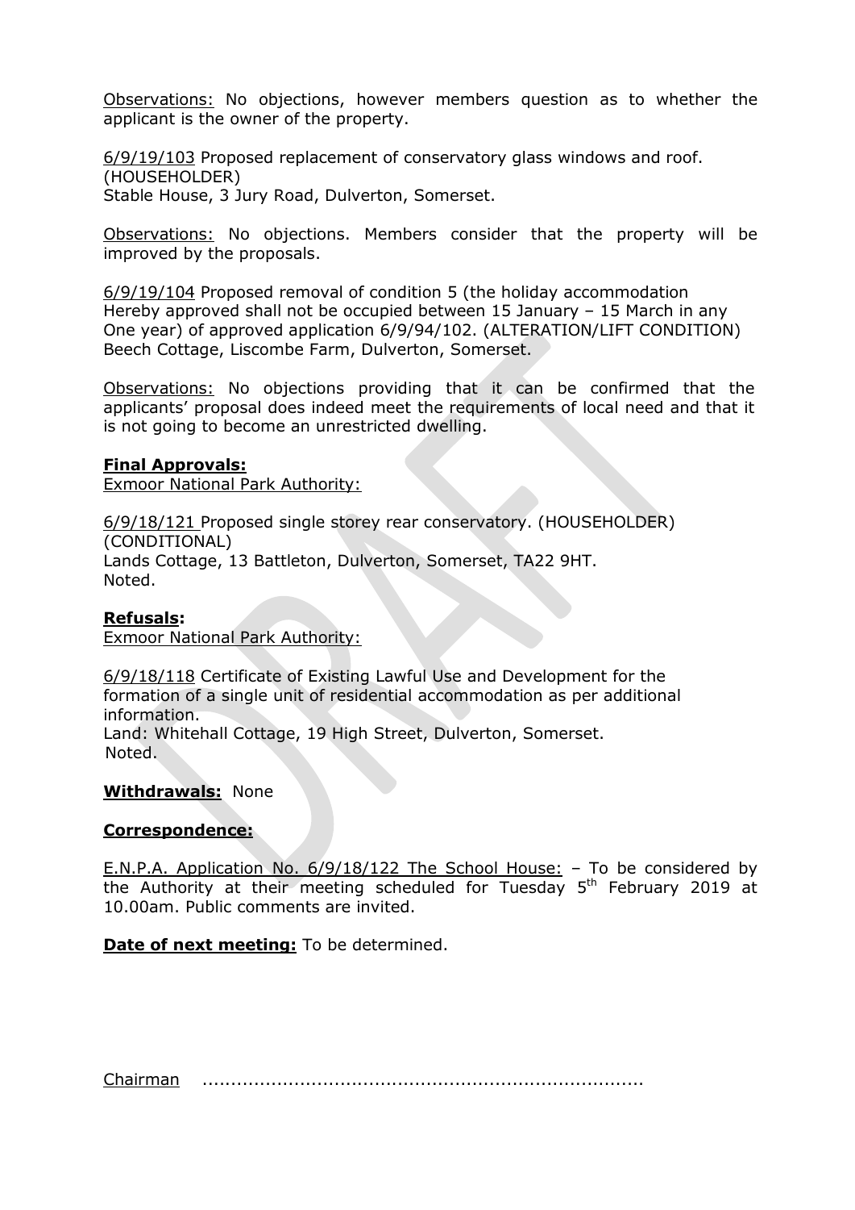Observations: No objections, however members question as to whether the applicant is the owner of the property.

6/9/19/103 Proposed replacement of conservatory glass windows and roof. (HOUSEHOLDER)
Stable House, 3 Jury Road, Dulverton, Somerset.

Observations: No objections. Members consider that the property will be improved by the proposals.

6/9/19/104 Proposed removal of condition 5 (the holiday accommodation Hereby approved shall not be occupied between 15 January – 15 March in any One year) of approved application 6/9/94/102. (ALTERATION/LIFT CONDITION)
Beech Cottage, Liscombe Farm, Dulverton, Somerset.

Observations: No objections providing that it can be confirmed that the applicants' proposal does indeed meet the requirements of local need and that it is not going to become an unrestricted dwelling.

**Final Approvals:**
Exmoor National Park Authority:

6/9/18/121 Proposed single storey rear conservatory. (HOUSEHOLDER) (CONDITIONAL)
Lands Cottage, 13 Battleton, Dulverton, Somerset, TA22 9HT.
Noted.

**Refusals:**
Exmoor National Park Authority:

6/9/18/118 Certificate of Existing Lawful Use and Development for the formation of a single unit of residential accommodation as per additional information.
Land: Whitehall Cottage, 19 High Street, Dulverton, Somerset.
Noted.

**Withdrawals:** None

**Correspondence:**

E.N.P.A. Application No. 6/9/18/122 The School House: – To be considered by the Authority at their meeting scheduled for Tuesday 5th February 2019 at 10.00am. Public comments are invited.

**Date of next meeting:** To be determined.

Chairman .........................................................................